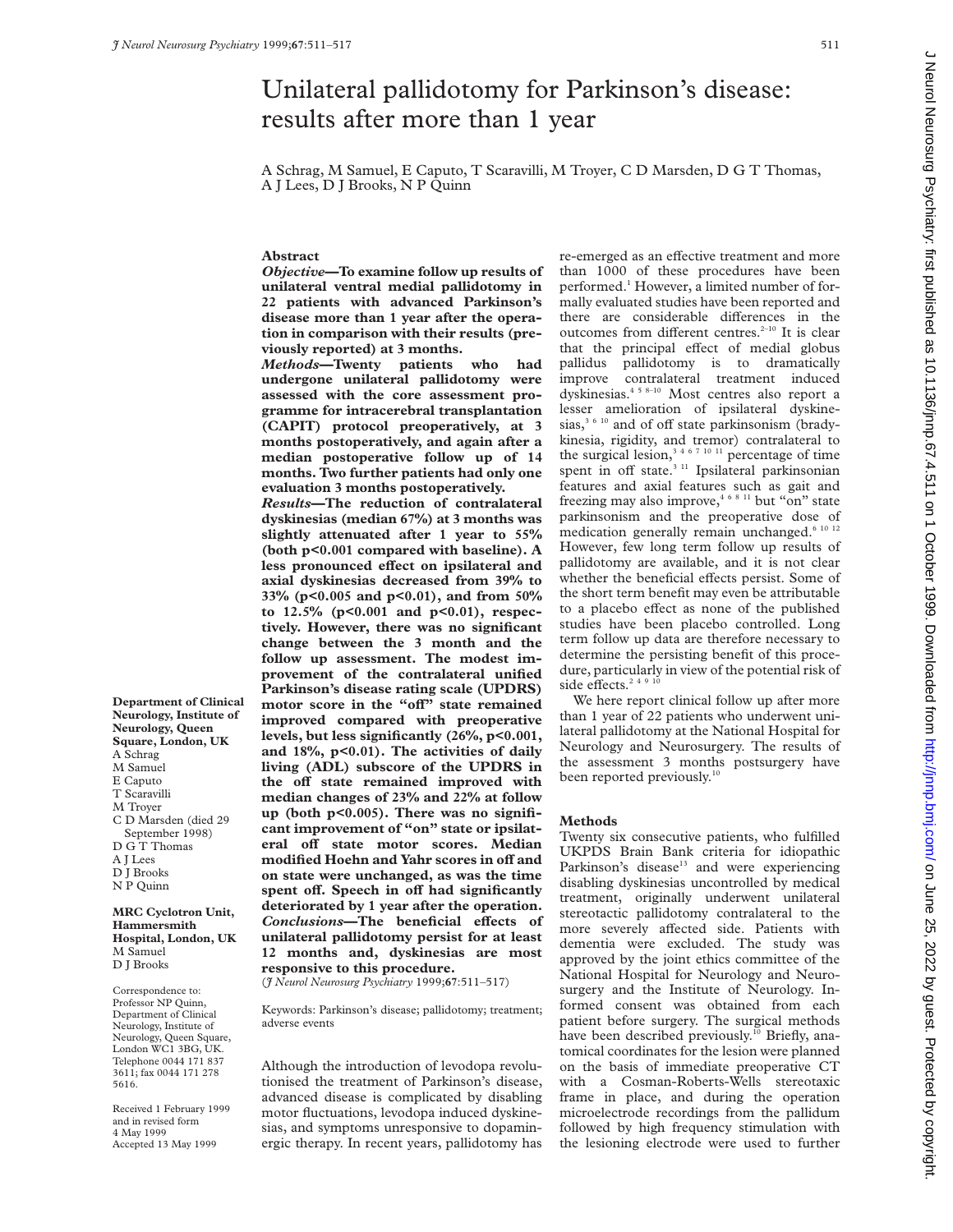# Unilateral pallidotomy for Parkinson's disease: results after more than 1 year

A Schrag, M Samuel, E Caputo, T Scaravilli, M Troyer, C D Marsden, D G T Thomas, A J Lees, D J Brooks, N P Quinn

**Department of Clinical Neurology, Institute of Neurology, Queen Square, London, UK**
A Schrag
M Samuel
E Caputo
T Scaravilli
M Troyer
C D Marsden (died 29 September 1998)
D G T Thomas
A J Lees
D J Brooks
N P Quinn

**MRC Cyclotron Unit, Hammersmith Hospital, London, UK**
M Samuel
D J Brooks

Correspondence to: Professor NP Quinn, Department of Clinical Neurology, Institute of Neurology, Queen Square, London WC1 3BG, UK. Telephone 0044 171 837 3611; fax 0044 171 278 5616.

Received 1 February 1999 and in revised form 4 May 1999
Accepted 13 May 1999

## Abstract

***Objective*—To examine follow up results of unilateral ventral medial pallidotomy in 22 patients with advanced Parkinson's disease more than 1 year after the operation in comparison with their results (previously reported) at 3 months.**

***Methods*—Twenty patients who had undergone unilateral pallidotomy were assessed with the core assessment programme for intracerebral transplantation (CAPIT) protocol preoperatively, at 3 months postoperatively, and again after a median postoperative follow up of 14 months. Two further patients had only one evaluation 3 months postoperatively.**

***Results*—The reduction of contralateral dyskinesias (median 67%) at 3 months was slightly attenuated after 1 year to 55% (both p<0.001 compared with baseline). A less pronounced effect on ipsilateral and axial dyskinesias decreased from 39% to 33% (p<0.005 and p<0.01), and from 50% to 12.5% (p<0.001 and p<0.01), respectively. However, there was no significant change between the 3 month and the follow up assessment. The modest improvement of the contralateral unified Parkinson's disease rating scale (UPDRS) motor score in the "off" state remained improved compared with preoperative levels, but less significantly (26%, p<0.001, and 18%, p<0.01). The activities of daily living (ADL) subscore of the UPDRS in the off state remained improved with median changes of 23% and 22% at follow up (both p<0.005). There was no significant improvement of "on" state or ipsilateral off state motor scores. Median modified Hoehn and Yahr scores in off and on state were unchanged, as was the time spent off. Speech in off had significantly deteriorated by 1 year after the operation.**

***Conclusions*—The beneficial effects of unilateral pallidotomy persist for at least 12 months and, dyskinesias are most responsive to this procedure.**

(*J Neurol Neurosurg Psychiatry* 1999;**67**:511–517)

Keywords: Parkinson's disease; pallidotomy; treatment; adverse events

Although the introduction of levodopa revolutionised the treatment of Parkinson's disease, advanced disease is complicated by disabling motor fluctuations, levodopa induced dyskinesias, and symptoms unresponsive to dopaminergic therapy. In recent years, pallidotomy has re-emerged as an effective treatment and more than 1000 of these procedures have been performed.[1] However, a limited number of formally evaluated studies have been reported and there are considerable differences in the outcomes from different centres.[2–10] It is clear that the principal effect of medial globus pallidus pallidotomy is to dramatically improve contralateral treatment induced dyskinesias.[4 5 8–10] Most centres also report a lesser amelioration of ipsilateral dyskinesias,[3 6 10] and of off state parkinsonism (bradykinesia, rigidity, and tremor) contralateral to the surgical lesion,[3 4 6 7 10 11] percentage of time spent in off state.[3 11] Ipsilateral parkinsonian features and axial features such as gait and freezing may also improve,[4 6 8 11] but "on" state parkinsonism and the preoperative dose of medication generally remain unchanged.[6 10 12] However, few long term follow up results of pallidotomy are available, and it is not clear whether the beneficial effects persist. Some of the short term benefit may even be attributable to a placebo effect as none of the published studies have been placebo controlled. Long term follow up data are therefore necessary to determine the persisting benefit of this procedure, particularly in view of the potential risk of side effects.[2 4 9 10]

We here report clinical follow up after more than 1 year of 22 patients who underwent unilateral pallidotomy at the National Hospital for Neurology and Neurosurgery. The results of the assessment 3 months postsurgery have been reported previously.[10]

## Methods

Twenty six consecutive patients, who fulfilled UKPDS Brain Bank criteria for idiopathic Parkinson's disease[13] and were experiencing disabling dyskinesias uncontrolled by medical treatment, originally underwent unilateral stereotactic pallidotomy contralateral to the more severely affected side. Patients with dementia were excluded. The study was approved by the joint ethics committee of the National Hospital for Neurology and Neurosurgery and the Institute of Neurology. Informed consent was obtained from each patient before surgery. The surgical methods have been described previously.[10] Briefly, anatomical coordinates for the lesion were planned on the basis of immediate preoperative CT with a Cosman-Roberts-Wells stereotaxic frame in place, and during the operation microelectrode recordings from the pallidum followed by high frequency stimulation with the lesioning electrode were used to further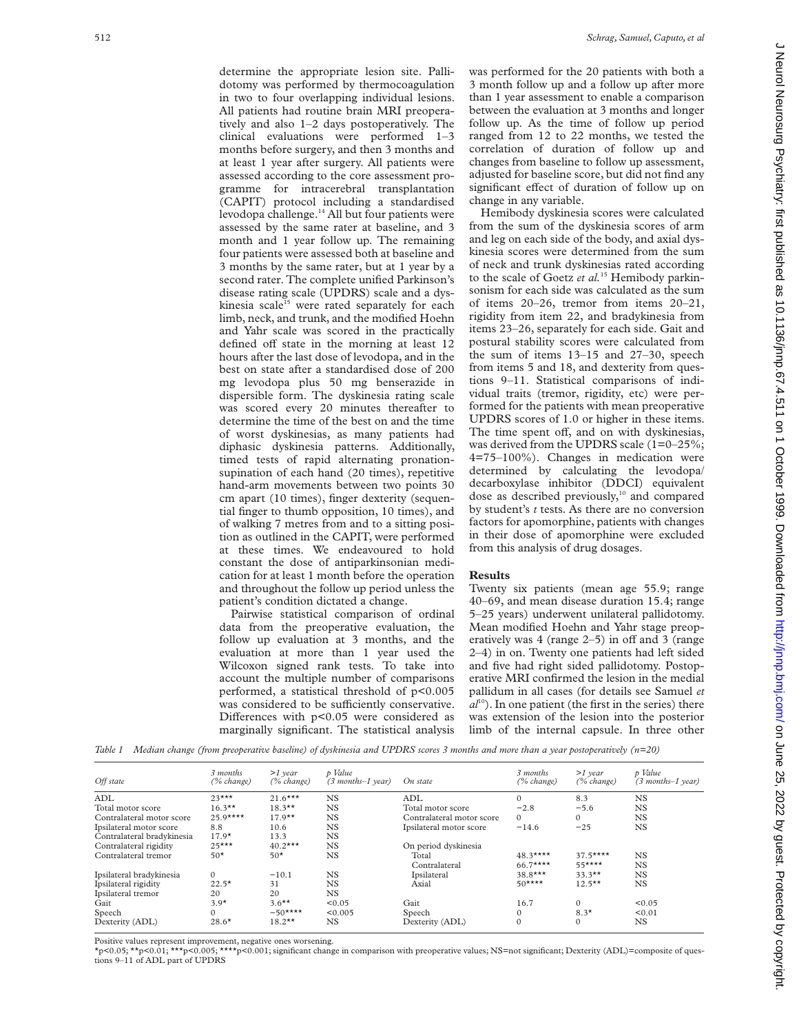determine the appropriate lesion site. Pallidotomy was performed by thermocoagulation in two to four overlapping individual lesions. All patients had routine brain MRI preoperatively and also 1–2 days postoperatively. The clinical evaluations were performed 1–3 months before surgery, and then 3 months and at least 1 year after surgery. All patients were assessed according to the core assessment programme for intracerebral transplantation (CAPIT) protocol including a standardised levodopa challenge.[14] All but four patients were assessed by the same rater at baseline, and 3 month and 1 year follow up. The remaining four patients were assessed both at baseline and 3 months by the same rater, but at 1 year by a second rater. The complete unified Parkinson's disease rating scale (UPDRS) scale and a dyskinesia scale[15] were rated separately for each limb, neck, and trunk, and the modified Hoehn and Yahr scale was scored in the practically defined off state in the morning at least 12 hours after the last dose of levodopa, and in the best on state after a standardised dose of 200 mg levodopa plus 50 mg benserazide in dispersible form. The dyskinesia rating scale was scored every 20 minutes thereafter to determine the time of the best on and the time of worst dyskinesias, as many patients had diphasic dyskinesia patterns. Additionally, timed tests of rapid alternating pronation-supination of each hand (20 times), repetitive hand-arm movements between two points 30 cm apart (10 times), finger dexterity (sequential finger to thumb opposition, 10 times), and of walking 7 metres from and to a sitting position as outlined in the CAPIT, were performed at these times. We endeavoured to hold constant the dose of antiparkinsonian medication for at least 1 month before the operation and throughout the follow up period unless the patient's condition dictated a change.

Pairwise statistical comparison of ordinal data from the preoperative evaluation, the follow up evaluation at 3 months, and the evaluation at more than 1 year used the Wilcoxon signed rank tests. To take into account the multiple number of comparisons performed, a statistical threshold of $p<0.005$ was considered to be sufficiently conservative. Differences with $p<0.05$ were considered as marginally significant. The statistical analysis was performed for the 20 patients with both a 3 month follow up and a follow up after more than 1 year assessment to enable a comparison between the evaluation at 3 months and longer follow up. As the time of follow up period ranged from 12 to 22 months, we tested the correlation of duration of follow up and changes from baseline to follow up assessment, adjusted for baseline score, but did not find any significant effect of duration of follow up on change in any variable.

Hemibody dyskinesia scores were calculated from the sum of the dyskinesia scores of arm and leg on each side of the body, and axial dyskinesia scores were determined from the sum of neck and trunk dyskinesias rated according to the scale of Goetz *et al.*[15] Hemibody parkinsonism for each side was calculated as the sum of items 20–26, tremor from items 20–21, rigidity from item 22, and bradykinesia from items 23–26, separately for each side. Gait and postural stability scores were calculated from the sum of items 13–15 and 27–30, speech from items 5 and 18, and dexterity from questions 9–11. Statistical comparisons of individual traits (tremor, rigidity, etc) were performed for the patients with mean preoperative UPDRS scores of 1.0 or higher in these items. The time spent off, and on with dyskinesias, was derived from the UPDRS scale (1=0–25%; 4=75–100%). Changes in medication were determined by calculating the levodopa/decarboxylase inhibitor (DDCI) equivalent dose as described previously,[10] and compared by student's *t* tests. As there are no conversion factors for apomorphine, patients with changes in their dose of apomorphine were excluded from this analysis of drug dosages.

## Results

Twenty six patients (mean age 55.9; range 40–69, and mean disease duration 15.4; range 5–25 years) underwent unilateral pallidotomy. Mean modified Hoehn and Yahr stage preoperatively was 4 (range 2–5) in off and 3 (range 2–4) in on. Twenty one patients had left sided and five had right sided pallidotomy. Postoperative MRI confirmed the lesion in the medial pallidum in all cases (for details see Samuel *et al*[10]). In one patient (the first in the series) there was extension of the lesion into the posterior limb of the internal capsule. In three other

*Table 1 Median change (from preoperative baseline) of dyskinesia and UPDRS scores 3 months and more than a year postoperatively (n=20)*

| Off state | 3 months (% change) | >1 year (% change) | p Value (3 months–1 year) | On state | 3 months (% change) | >1 year (% change) | p Value (3 months–1 year) |
|---|---|---|---|---|---|---|---|
| ADL | 23*** | 21.6*** | NS | ADL | 0 | 8.3 | NS |
| Total motor score | 16.3** | 18.3** | NS | Total motor score | −2.8 | −5.6 | NS |
| Contralateral motor score | 25.9**** | 17.9** | NS | Contralateral motor score | 0 | 0 | NS |
| Ipsilateral motor score | 8.8 | 10.6 | NS | Ipsilateral motor score | −14.6 | −25 | NS |
| Contralateral bradykinesia | 17.9* | 13.3 | NS | | | | |
| Contralateral rigidity | 25*** | 40.2*** | NS | On period dyskinesia | | | |
| Contralateral tremor | 50* | 50* | NS | Total | 48.3**** | 37.5**** | NS |
| | | | | Contralateral | 66.7**** | 55**** | NS |
| Ipsilateral bradykinesia | 0 | −10.1 | NS | Ipsilateral | 38.8*** | 33.3** | NS |
| Ipsilateral rigidity | 22.5* | 31 | NS | Axial | 50**** | 12.5** | NS |
| Ipsilateral tremor | 20 | 20 | NS | | | | |
| Gait | 3.9* | 3.6** | <0.05 | Gait | 16.7 | 0 | <0.05 |
| Speech | 0 | −50**** | <0.005 | Speech | 0 | 8.3* | <0.01 |
| Dexterity (ADL) | 28.6* | 18.2** | NS | Dexterity (ADL) | 0 | 0 | NS |

Positive values represent improvement, negative ones worsening.
*p<0.05; **p<0.01; ***p<0.005; ****p<0.001; significant change in comparison with preoperative values; NS=not significant; Dexterity (ADL)=composite of questions 9–11 of ADL part of UPDRS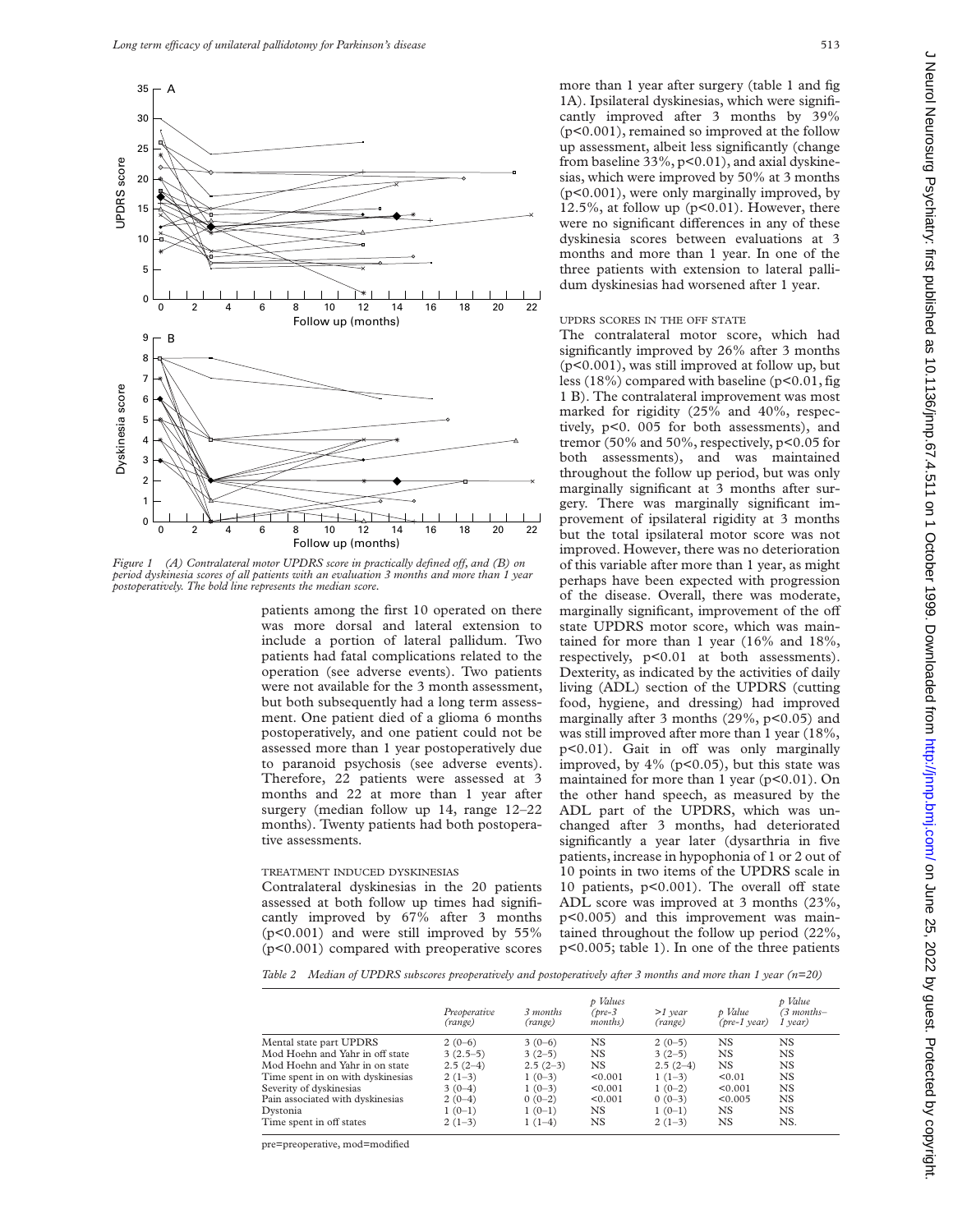Figure 1 (A) Contralateral motor UPDRS score in practically defined off, and (B) on period dyskinesia scores of all patients with an evaluation 3 months and more than 1 year postoperatively. The bold line represents the median score.

patients among the first 10 operated on there was more dorsal and lateral extension to include a portion of lateral pallidum. Two patients had fatal complications related to the operation (see adverse events). Two patients were not available for the 3 month assessment, but both subsequently had a long term assessment. One patient died of a glioma 6 months postoperatively, and one patient could not be assessed more than 1 year postoperatively due to paranoid psychosis (see adverse events). Therefore, 22 patients were assessed at 3 months and 22 at more than 1 year after surgery (median follow up 14, range 12–22 months). Twenty patients had both postoperative assessments.

### TREATMENT INDUCED DYSKINESIAS

Contralateral dyskinesias in the 20 patients assessed at both follow up times had significantly improved by 67% after 3 months ($p<0.001$) and were still improved by 55% ($p<0.001$) compared with preoperative scores more than 1 year after surgery (table 1 and fig 1A). Ipsilateral dyskinesias, which were significantly improved after 3 months by 39% ($p<0.001$), remained so improved at the follow up assessment, albeit less significantly (change from baseline 33%, $p<0.01$), and axial dyskinesias, which were improved by 50% at 3 months ($p<0.001$), were only marginally improved, by 12.5%, at follow up ($p<0.01$). However, there were no significant differences in any of these dyskinesia scores between evaluations at 3 months and more than 1 year. In one of the three patients with extension to lateral pallidum dyskinesias had worsened after 1 year.

### UPDRS SCORES IN THE OFF STATE

The contralateral motor score, which had significantly improved by 26% after 3 months ($p<0.001$), was still improved at follow up, but less (18%) compared with baseline ($p<0.01$, fig 1 B). The contralateral improvement was most marked for rigidity (25% and 40%, respectively, $p<0.005$ for both assessments), and tremor (50% and 50%, respectively, $p<0.05$ for both assessments), and was maintained throughout the follow up period, but was only marginally significant at 3 months after surgery. There was marginally significant improvement of ipsilateral rigidity at 3 months but the total ipsilateral motor score was not improved. However, there was no deterioration of this variable after more than 1 year, as might perhaps have been expected with progression of the disease. Overall, there was moderate, marginally significant, improvement of the off state UPDRS motor score, which was maintained for more than 1 year (16% and 18%, respectively, $p<0.01$ at both assessments). Dexterity, as indicated by the activities of daily living (ADL) section of the UPDRS (cutting food, hygiene, and dressing) had improved marginally after 3 months (29%, $p<0.05$) and was still improved after more than 1 year (18%, $p<0.01$). Gait in off was only marginally improved, by 4% ($p<0.05$), but this state was maintained for more than 1 year ($p<0.01$). On the other hand speech, as measured by the ADL part of the UPDRS, which was unchanged after 3 months, had deteriorated significantly a year later (dysarthria in five patients, increase in hypophonia of 1 or 2 out of 10 points in two items of the UPDRS scale in 10 patients, $p<0.001$). The overall off state ADL score was improved at 3 months (23%, $p<0.005$) and this improvement was maintained throughout the follow up period (22%, $p<0.005$; table 1). In one of the three patients

*Table 2 Median of UPDRS subscores preoperatively and postoperatively after 3 months and more than 1 year (n=20)*

| | Preoperative (range) | 3 months (range) | p Values (pre-3 months) | >1 year (range) | p Value (pre-1 year) | p Value (3 months–1 year) |
|---|---|---|---|---|---|---|
| Mental state part UPDRS | 2 (0–6) | 3 (0–6) | NS | 2 (0–5) | NS | NS |
| Mod Hoehn and Yahr in off state | 3 (2.5–5) | 3 (2–5) | NS | 3 (2–5) | NS | NS |
| Mod Hoehn and Yahr in on state | 2.5 (2–4) | 2.5 (2–3) | NS | 2.5 (2–4) | NS | NS |
| Time spent in on with dyskinesias | 2 (1–3) | 1 (0–3) | <0.001 | 1 (1–3) | <0.01 | NS |
| Severity of dyskinesias | 3 (0–4) | 1 (0–3) | <0.001 | 1 (0–2) | <0.001 | NS |
| Pain associated with dyskinesias | 2 (0–4) | 0 (0–2) | <0.001 | 0 (0–3) | <0.005 | NS |
| Dystonia | 1 (0–1) | 1 (0–1) | NS | 1 (0–1) | NS | NS |
| Time spent in off states | 2 (1–3) | 1 (1–4) | NS | 2 (1–3) | NS | NS. |

pre=preoperative, mod=modified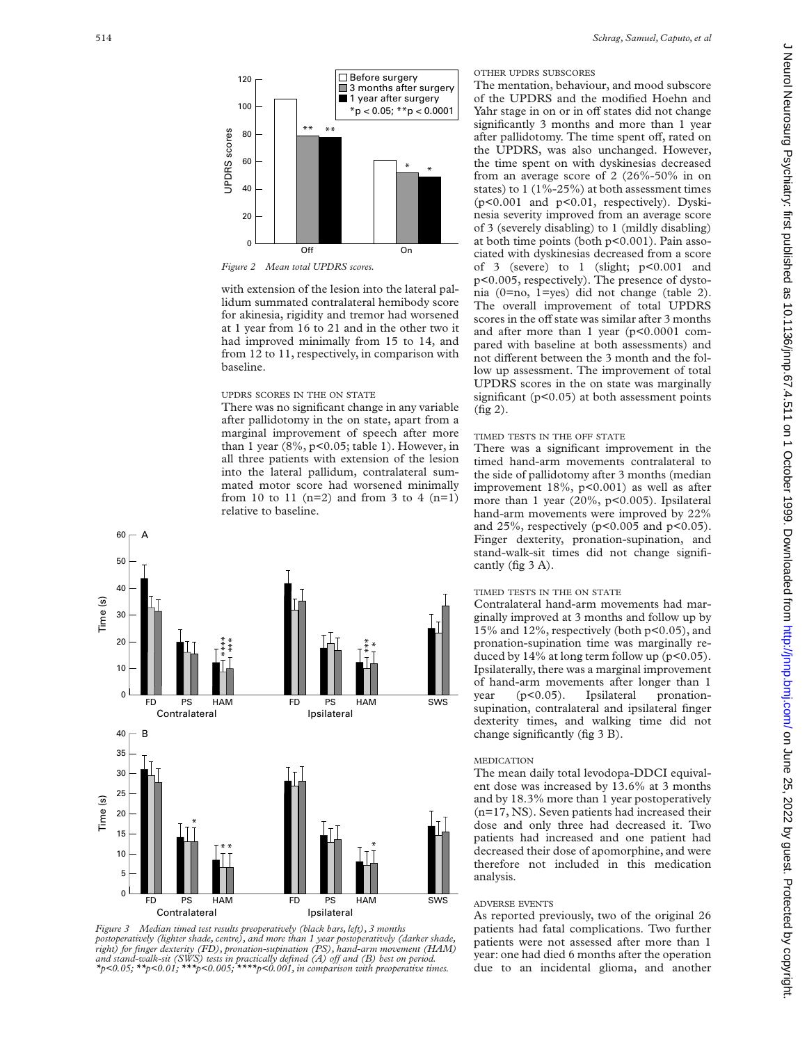Figure 2 Mean total UPDRS scores.

with extension of the lesion into the lateral pallidum summated contralateral hemibody score for akinesia, rigidity and tremor had worsened at 1 year from 16 to 21 and in the other two it had improved minimally from 15 to 14, and from 12 to 11, respectively, in comparison with baseline.

### UPDRS SCORES IN THE ON STATE

There was no significant change in any variable after pallidotomy in the on state, apart from a marginal improvement of speech after more than 1 year (8%, $p<0.05$; table 1). However, in all three patients with extension of the lesion into the lateral pallidum, contralateral summated motor score had worsened minimally from 10 to 11 (n=2) and from 3 to 4 (n=1) relative to baseline.

Figure 3 Median timed test results preoperatively (black bars, left), 3 months postoperatively (lighter shade, centre), and more than 1 year postoperatively (darker shade, right) for finger dexterity (FD), pronation-supination (PS), hand-arm movement (HAM) and stand-walk-sit (SWS) tests in practically defined (A) off and (B) best on period. *p<0.05; **p<0.01; ***p<0.005; ****p<0.001, in comparison with preoperative times.

### OTHER UPDRS SUBSCORES

The mentation, behaviour, and mood subscore of the UPDRS and the modified Hoehn and Yahr stage in on or in off states did not change significantly 3 months and more than 1 year after pallidotomy. The time spent off, rated on the UPDRS, was also unchanged. However, the time spent on with dyskinesias decreased from an average score of 2 (26%-50% in on states) to 1 (1%-25%) at both assessment times ($p<0.001$ and $p<0.01$, respectively). Dyskinesia severity improved from an average score of 3 (severely disabling) to 1 (mildly disabling) at both time points (both $p<0.001$). Pain associated with dyskinesias decreased from a score of 3 (severe) to 1 (slight; $p<0.001$ and $p<0.005$, respectively). The presence of dystonia (0=no, 1=yes) did not change (table 2). The overall improvement of total UPDRS scores in the off state was similar after 3 months and after more than 1 year ($p<0.0001$ compared with baseline at both assessments) and not different between the 3 month and the follow up assessment. The improvement of total UPDRS scores in the on state was marginally significant ($p<0.05$) at both assessment points (fig 2).

### TIMED TESTS IN THE OFF STATE

There was a significant improvement in the timed hand-arm movements contralateral to the side of pallidotomy after 3 months (median improvement 18%, $p<0.001$) as well as after more than 1 year (20%, $p<0.005$). Ipsilateral hand-arm movements were improved by 22% and 25%, respectively ($p<0.005$ and $p<0.05$). Finger dexterity, pronation-supination, and stand-walk-sit times did not change significantly (fig 3 A).

### TIMED TESTS IN THE ON STATE

Contralateral hand-arm movements had marginally improved at 3 months and follow up by 15% and 12%, respectively (both $p<0.05$), and pronation-supination time was marginally reduced by 14% at long term follow up ($p<0.05$). Ipsilaterally, there was a marginal improvement of hand-arm movements after longer than 1 year ($p<0.05$). Ipsilateral pronation-supination, contralateral and ipsilateral finger dexterity times, and walking time did not change significantly (fig 3 B).

### MEDICATION

The mean daily total levodopa-DDCI equivalent dose was increased by 13.6% at 3 months and by 18.3% more than 1 year postoperatively (n=17, NS). Seven patients had increased their dose and only three had decreased it. Two patients had increased and one patient had decreased their dose of apomorphine, and were therefore not included in this medication analysis.

### ADVERSE EVENTS

As reported previously, two of the original 26 patients had fatal complications. Two further patients were not assessed after more than 1 year: one had died 6 months after the operation due to an incidental glioma, and another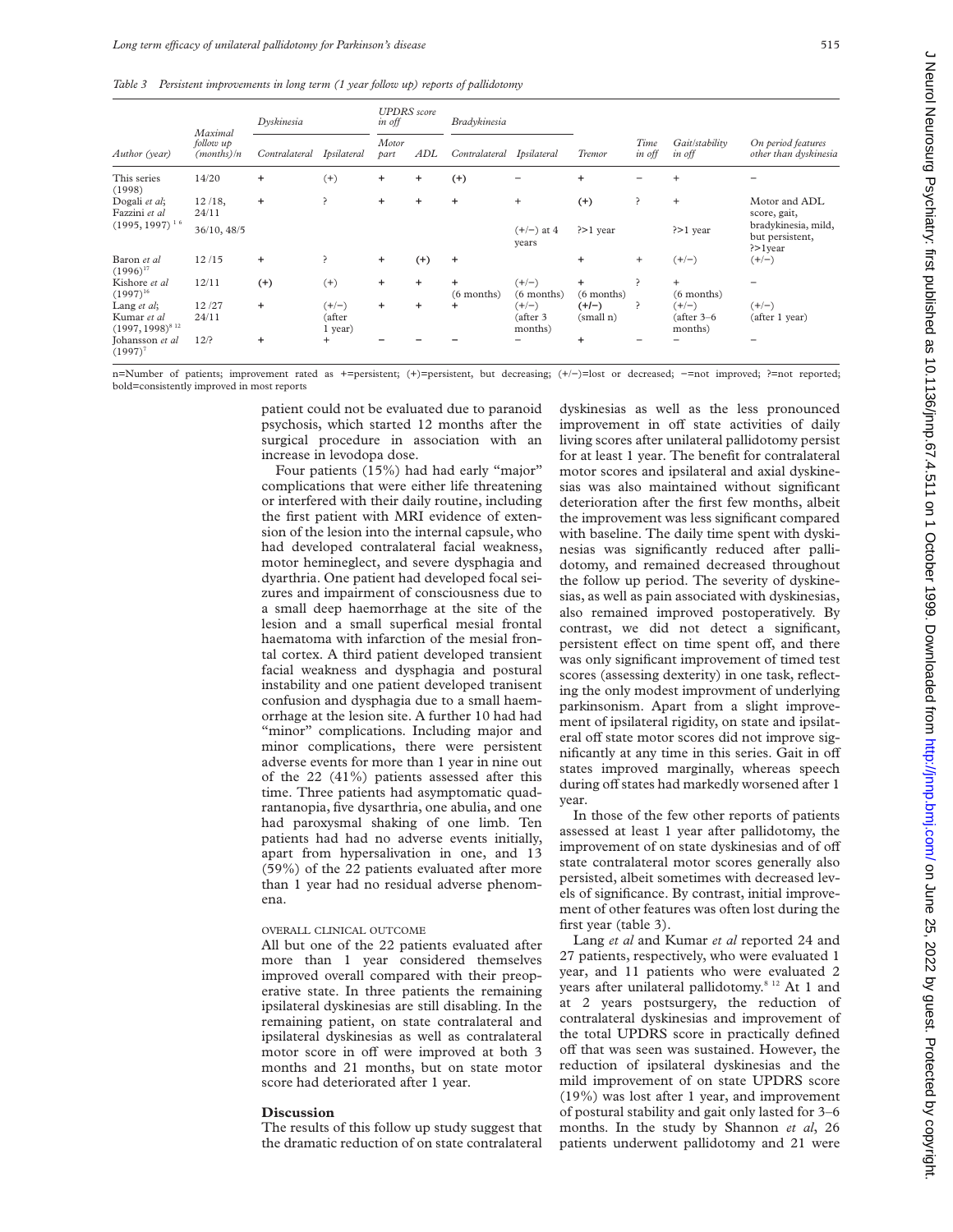*Table 3 Persistent improvements in long term (1 year follow up) reports of pallidotomy*

| Author (year) | Maximal follow up (months)/n | Dyskinesia | | UPDRS score in off | | Bradykinesia | | Tremor | Time in off | Gait/stability in off | On period features other than dyskinesia |
|---|---|---|---|---|---|---|---|---|---|---|---|
| | | Contralateral | Ipsilateral | Motor part | ADL | Contralateral | Ipsilateral | | | | |
| This series (1998) | 14/20 | **+** | (+) | **+** | **+** | (+) | − | + | − | + | − |
| Dogali *et al*; Fazzini *et al* (1995, 1997)[1 6] | 12 /18, 24/11 36/10, 48/5 | **+** | ? | **+** | **+** | + | + (+/−) at 4 years | (+) ?>1 year | ? | + ?>1 year | Motor and ADL score, gait, bradykinesia, mild, but persistent, ?>1year |
| Baron *et al* (1996)[17] | 12 /15 | **+** | ? | **+** | (+) | + | | + | + | (+/−) | (+/−) |
| Kishore *et al* (1997)[16] | 12/11 | (+) | (+) | **+** | **+** | + (6 months) | (+/−) (6 months) | + (6 months) | ? | + (6 months) | − |
| Lang *et al*; Kumar *et al* (1997, 1998)[8 12] | 12 /27 24/11 | **+** | (+/−) (after 1 year) | **+** | **+** | + | (+/−) (after 3 months) | (+/−) (small n) | ? | (+/−) (after 3–6 months) | (+/−) (after 1 year) |
| Johansson *et al* (1997)[7] | 12/? | **+** | + | − | − | − | − | + | − | − | − |

n=Number of patients; improvement rated as +=persistent; (+)=persistent, but decreasing; (+/−)=lost or decreased; −=not improved; ?=not reported; bold=consistently improved in most reports

patient could not be evaluated due to paranoid psychosis, which started 12 months after the surgical procedure in association with an increase in levodopa dose.

Four patients (15%) had had early "major" complications that were either life threatening or interfered with their daily routine, including the first patient with MRI evidence of extension of the lesion into the internal capsule, who had developed contralateral facial weakness, motor hemineglect, and severe dysphagia and dyarthria. One patient had developed focal seizures and impairment of consciousness due to a small deep haemorrhage at the site of the lesion and a small superfical mesial frontal haematoma with infarction of the mesial frontal cortex. A third patient developed transient facial weakness and dysphagia and postural instability and one patient developed tranisent confusion and dysphagia due to a small haemorrhage at the lesion site. A further 10 had had "minor" complications. Including major and minor complications, there were persistent adverse events for more than 1 year in nine out of the 22 (41%) patients assessed after this time. Three patients had asymptomatic quadrantanopia, five dysarthria, one abulia, and one had paroxysmal shaking of one limb. Ten patients had had no adverse events initially, apart from hypersalivation in one, and 13 (59%) of the 22 patients evaluated after more than 1 year had no residual adverse phenomena.

### OVERALL CLINICAL OUTCOME

All but one of the 22 patients evaluated after more than 1 year considered themselves improved overall compared with their preoperative state. In three patients the remaining ipsilateral dyskinesias are still disabling. In the remaining patient, on state contralateral and ipsilateral dyskinesias as well as contralateral motor score in off were improved at both 3 months and 21 months, but on state motor score had deteriorated after 1 year.

## Discussion

The results of this follow up study suggest that the dramatic reduction of on state contralateral dyskinesias as well as the less pronounced improvement in off state activities of daily living scores after unilateral pallidotomy persist for at least 1 year. The benefit for contralateral motor scores and ipsilateral and axial dyskinesias was also maintained without significant deterioration after the first few months, albeit the improvement was less significant compared with baseline. The daily time spent with dyskinesias was significantly reduced after pallidotomy, and remained decreased throughout the follow up period. The severity of dyskinesias, as well as pain associated with dyskinesias, also remained improved postoperatively. By contrast, we did not detect a significant, persistent effect on time spent off, and there was only significant improvement of timed test scores (assessing dexterity) in one task, reflecting the only modest improvment of underlying parkinsonism. Apart from a slight improvement of ipsilateral rigidity, on state and ipsilateral off state motor scores did not improve significantly at any time in this series. Gait in off states improved marginally, whereas speech during off states had markedly worsened after 1 year.

In those of the few other reports of patients assessed at least 1 year after pallidotomy, the improvement of on state dyskinesias and of off state contralateral motor scores generally also persisted, albeit sometimes with decreased levels of significance. By contrast, initial improvement of other features was often lost during the first year (table 3).

Lang *et al* and Kumar *et al* reported 24 and 27 patients, respectively, who were evaluated 1 year, and 11 patients who were evaluated 2 years after unilateral pallidotomy.[8 12] At 1 and at 2 years postsurgery, the reduction of contralateral dyskinesias and improvement of the total UPDRS score in practically defined off that was seen was sustained. However, the reduction of ipsilateral dyskinesias and the mild improvement of on state UPDRS score (19%) was lost after 1 year, and improvement of postural stability and gait only lasted for 3–6 months. In the study by Shannon *et al*, 26 patients underwent pallidotomy and 21 were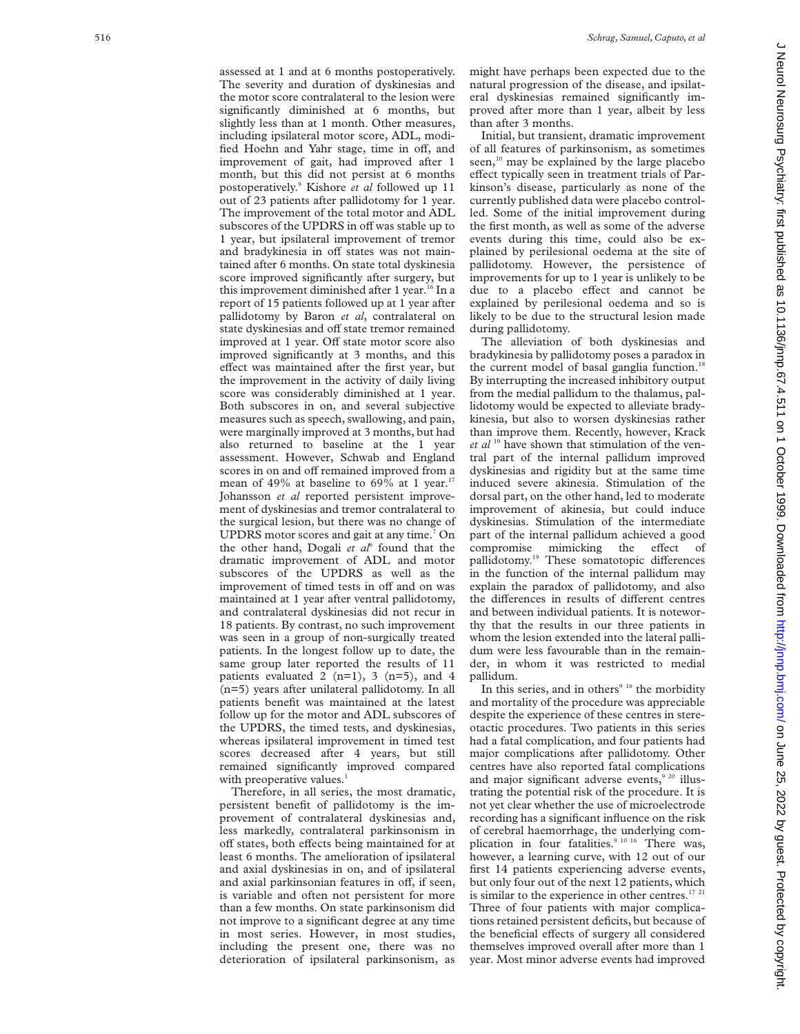assessed at 1 and at 6 months postoperatively. The severity and duration of dyskinesias and the motor score contralateral to the lesion were significantly diminished at 6 months, but slightly less than at 1 month. Other measures, including ipsilateral motor score, ADL, modified Hoehn and Yahr stage, time in off, and improvement of gait, had improved after 1 month, but this did not persist at 6 months postoperatively.[9] Kishore *et al* followed up 11 out of 23 patients after pallidotomy for 1 year. The improvement of the total motor and ADL subscores of the UPDRS in off was stable up to 1 year, but ipsilateral improvement of tremor and bradykinesia in off states was not maintained after 6 months. On state total dyskinesia score improved significantly after surgery, but this improvement diminished after 1 year.[16] In a report of 15 patients followed up at 1 year after pallidotomy by Baron *et al*, contralateral on state dyskinesias and off state tremor remained improved at 1 year. Off state motor score also improved significantly at 3 months, and this effect was maintained after the first year, but the improvement in the activity of daily living score was considerably diminished at 1 year. Both subscores in on, and several subjective measures such as speech, swallowing, and pain, were marginally improved at 3 months, but had also returned to baseline at the 1 year assessment. However, Schwab and England scores in on and off remained improved from a mean of 49% at baseline to 69% at 1 year.[17] Johansson *et al* reported persistent improvement of dyskinesias and tremor contralateral to the surgical lesion, but there was no change of UPDRS motor scores and gait at any time.[7] On the other hand, Dogali *et al*[6] found that the dramatic improvement of ADL and motor subscores of the UPDRS as well as the improvement of timed tests in off and on was maintained at 1 year after ventral pallidotomy, and contralateral dyskinesias did not recur in 18 patients. By contrast, no such improvement was seen in a group of non-surgically treated patients. In the longest follow up to date, the same group later reported the results of 11 patients evaluated 2 (n=1), 3 (n=5), and 4 (n=5) years after unilateral pallidotomy. In all patients benefit was maintained at the latest follow up for the motor and ADL subscores of the UPDRS, the timed tests, and dyskinesias, whereas ipsilateral improvement in timed test scores decreased after 4 years, but still remained significantly improved compared with preoperative values.[1]

Therefore, in all series, the most dramatic, persistent benefit of pallidotomy is the improvement of contralateral dyskinesias and, less markedly, contralateral parkinsonism in off states, both effects being maintained for at least 6 months. The amelioration of ipsilateral and axial dyskinesias in on, and of ipsilateral and axial parkinsonian features in off, if seen, is variable and often not persistent for more than a few months. On state parkinsonism did not improve to a significant degree at any time in most series. However, in most studies, including the present one, there was no deterioration of ipsilateral parkinsonism, as might have perhaps been expected due to the natural progression of the disease, and ipsilateral dyskinesias remained significantly improved after more than 1 year, albeit by less than after 3 months.

Initial, but transient, dramatic improvement of all features of parkinsonism, as sometimes seen,[10] may be explained by the large placebo effect typically seen in treatment trials of Parkinson's disease, particularly as none of the currently published data were placebo controlled. Some of the initial improvement during the first month, as well as some of the adverse events during this time, could also be explained by perilesional oedema at the site of pallidotomy. However, the persistence of improvements for up to 1 year is unlikely to be due to a placebo effect and cannot be explained by perilesional oedema and so is likely to be due to the structural lesion made during pallidotomy.

The alleviation of both dyskinesias and bradykinesia by pallidotomy poses a paradox in the current model of basal ganglia function.[18] By interrupting the increased inhibitory output from the medial pallidum to the thalamus, pallidotomy would be expected to alleviate bradykinesia, but also to worsen dyskinesias rather than improve them. Recently, however, Krack *et al*[19] have shown that stimulation of the ventral part of the internal pallidum improved dyskinesias and rigidity but at the same time induced severe akinesia. Stimulation of the dorsal part, on the other hand, led to moderate improvement of akinesia, but could induce dyskinesias. Stimulation of the intermediate part of the internal pallidum achieved a good compromise mimicking the effect of pallidotomy.[19] These somatotopic differences in the function of the internal pallidum may explain the paradox of pallidotomy, and also the differences in results of different centres and between individual patients. It is noteworthy that the results in our three patients in whom the lesion extended into the lateral pallidum were less favourable than in the remainder, in whom it was restricted to medial pallidum.

In this series, and in others[9,16] the morbidity and mortality of the procedure was appreciable despite the experience of these centres in stereotactic procedures. Two patients in this series had a fatal complication, and four patients had major complications after pallidotomy. Other centres have also reported fatal complications and major significant adverse events,[9,20] illustrating the potential risk of the procedure. It is not yet clear whether the use of microelectrode recording has a significant influence on the risk of cerebral haemorrhage, the underlying complication in four fatalities.[9,10,16] There was, however, a learning curve, with 12 out of our first 14 patients experiencing adverse events, but only four out of the next 12 patients, which is similar to the experience in other centres.[17,21] Three of four patients with major complications retained persistent deficits, but because of the beneficial effects of surgery all considered themselves improved overall after more than 1 year. Most minor adverse events had improved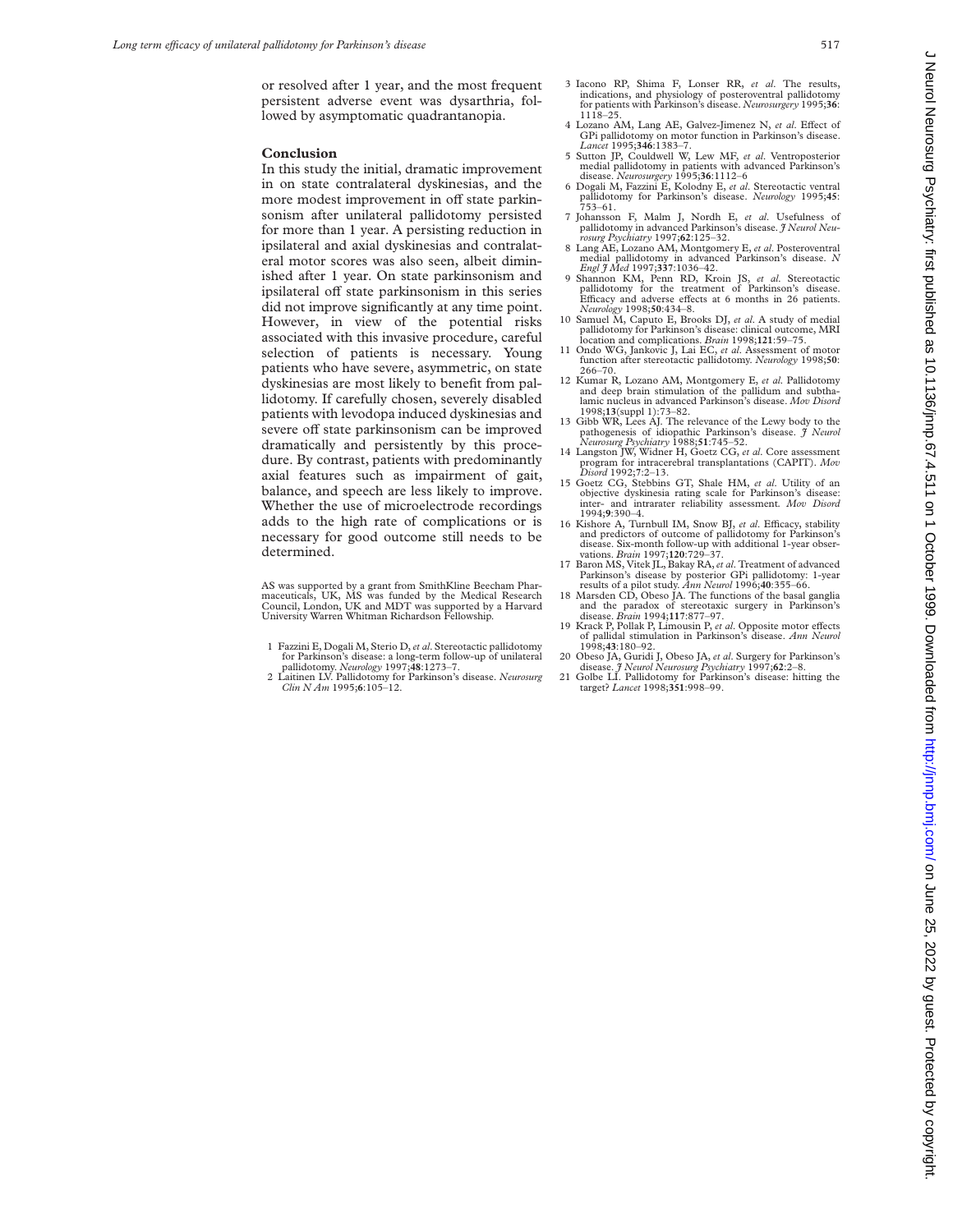or resolved after 1 year, and the most frequent persistent adverse event was dysarthria, followed by asymptomatic quadrantanopia.

## Conclusion

In this study the initial, dramatic improvement in on state contralateral dyskinesias, and the more modest improvement in off state parkinsonism after unilateral pallidotomy persisted for more than 1 year. A persisting reduction in ipsilateral and axial dyskinesias and contralateral motor scores was also seen, albeit diminished after 1 year. On state parkinsonism and ipsilateral off state parkinsonism in this series did not improve significantly at any time point. However, in view of the potential risks associated with this invasive procedure, careful selection of patients is necessary. Young patients who have severe, asymmetric, on state dyskinesias are most likely to benefit from pallidotomy. If carefully chosen, severely disabled patients with levodopa induced dyskinesias and severe off state parkinsonism can be improved dramatically and persistently by this procedure. By contrast, patients with predominantly axial features such as impairment of gait, balance, and speech are less likely to improve. Whether the use of microelectrode recordings adds to the high rate of complications or is necessary for good outcome still needs to be determined.

AS was supported by a grant from SmithKline Beecham Pharmaceuticals, UK, MS was funded by the Medical Research Council, London, UK and MDT was supported by a Harvard University Warren Whitman Richardson Fellowship.

1 Fazzini E, Dogali M, Sterio D, *et al*. Stereotactic pallidotomy for Parkinson's disease: a long-term follow-up of unilateral pallidotomy. *Neurology* 1997;**48**:1273–7.
2 Laitinen LV. Pallidotomy for Parkinson's disease. *Neurosurg Clin N Am* 1995;**6**:105–12.
3 Iacono RP, Shima F, Lonser RR, *et al*. The results, indications, and physiology of posteroventral pallidotomy for patients with Parkinson's disease. *Neurosurgery* 1995;**36**: 1118–25.
4 Lozano AM, Lang AE, Galvez-Jimenez N, *et al*. Effect of GPi pallidotomy on motor function in Parkinson's disease. *Lancet* 1995;**346**:1383–7.
5 Sutton JP, Couldwell W, Lew MF, *et al*. Ventroposterior medial pallidotomy in patients with advanced Parkinson's disease. *Neurosurgery* 1995;**36**:1112–6
6 Dogali M, Fazzini E, Kolodny E, *et al*. Stereotactic ventral pallidotomy for Parkinson's disease. *Neurology* 1995;**45**: 753–61.
7 Johansson F, Malm J, Nordh E, *et al*. Usefulness of pallidotomy in advanced Parkinson's disease. *J Neurol Neurosurg Psychiatry* 1997;**62**:125–32.
8 Lang AE, Lozano AM, Montgomery E, *et al*. Posteroventral medial pallidotomy in advanced Parkinson's disease. *N Engl J Med* 1997;**337**:1036–42.
9 Shannon KM, Penn RD, Kroin JS, *et al*. Stereotactic pallidotomy for the treatment of Parkinson's disease. Efficacy and adverse effects at 6 months in 26 patients. *Neurology* 1998;**50**:434–8.
10 Samuel M, Caputo E, Brooks DJ, *et al*. A study of medial pallidotomy for Parkinson's disease: clinical outcome, MRI location and complications. *Brain* 1998;**121**:59–75.
11 Ondo WG, Jankovic J, Lai EC, *et al*. Assessment of motor function after stereotactic pallidotomy. *Neurology* 1998;**50**: 266–70.
12 Kumar R, Lozano AM, Montgomery E, *et al*. Pallidotomy and deep brain stimulation of the pallidum and subthalamic nucleus in advanced Parkinson's disease. *Mov Disord* 1998;**13**(suppl 1):73–82.
13 Gibb WR, Lees AJ. The relevance of the Lewy body to the pathogenesis of idiopathic Parkinson's disease. *J Neurol Neurosurg Psychiatry* 1988;**51**:745–52.
14 Langston JW, Widner H, Goetz CG, *et al*. Core assessment program for intracerebral transplantations (CAPIT). *Mov Disord* 1992;**7**:2–13.
15 Goetz CG, Stebbins GT, Shale HM, *et al*. Utility of an objective dyskinesia rating scale for Parkinson's disease: inter- and intrarater reliability assessment. *Mov Disord* 1994;**9**:390–4.
16 Kishore A, Turnbull IM, Snow BJ, *et al*. Efficacy, stability and predictors of outcome of pallidotomy for Parkinson's disease. Six-month follow-up with additional 1-year observations. *Brain* 1997;**120**:729–37.
17 Baron MS, Vitek JL, Bakay RA, *et al*. Treatment of advanced Parkinson's disease by posterior GPi pallidotomy: 1-year results of a pilot study. *Ann Neurol* 1996;**40**:355–66.
18 Marsden CD, Obeso JA. The functions of the basal ganglia and the paradox of stereotaxic surgery in Parkinson's disease. *Brain* 1994;**117**:877–97.
19 Krack P, Pollak P, Limousin P, *et al*. Opposite motor effects of pallidal stimulation in Parkinson's disease. *Ann Neurol* 1998;**43**:180–92.
20 Obeso JA, Guridi J, Obeso JA, *et al*. Surgery for Parkinson's disease. *J Neurol Neurosurg Psychiatry* 1997;**62**:2–8.
21 Golbe LI. Pallidotomy for Parkinson's disease: hitting the target? *Lancet* 1998;**351**:998–99.